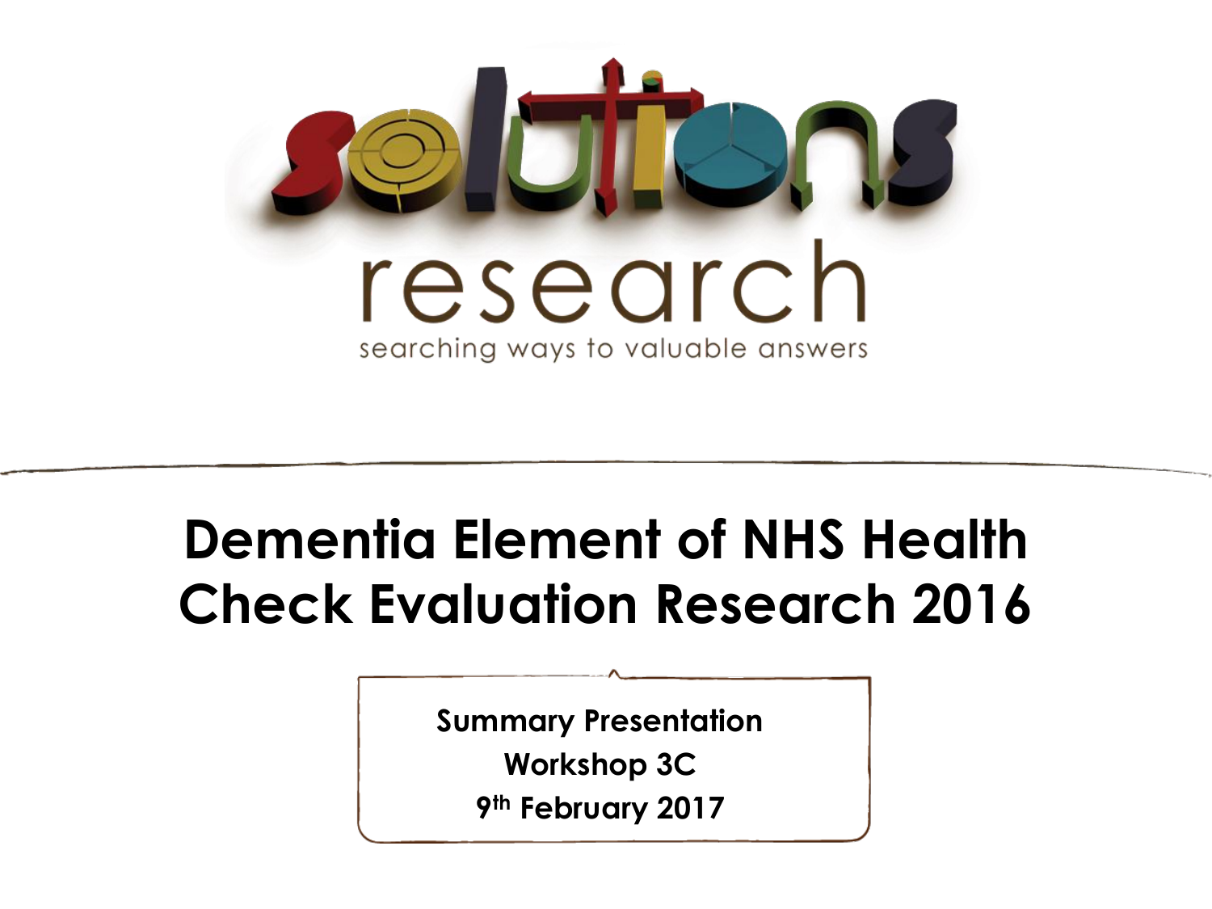solutions research

searching ways to valuable answers

# Dementia Element of NHS Health Check Evaluation Research 2016

**Summary Presentation**

**Workshop 3C**

**9th February 2017**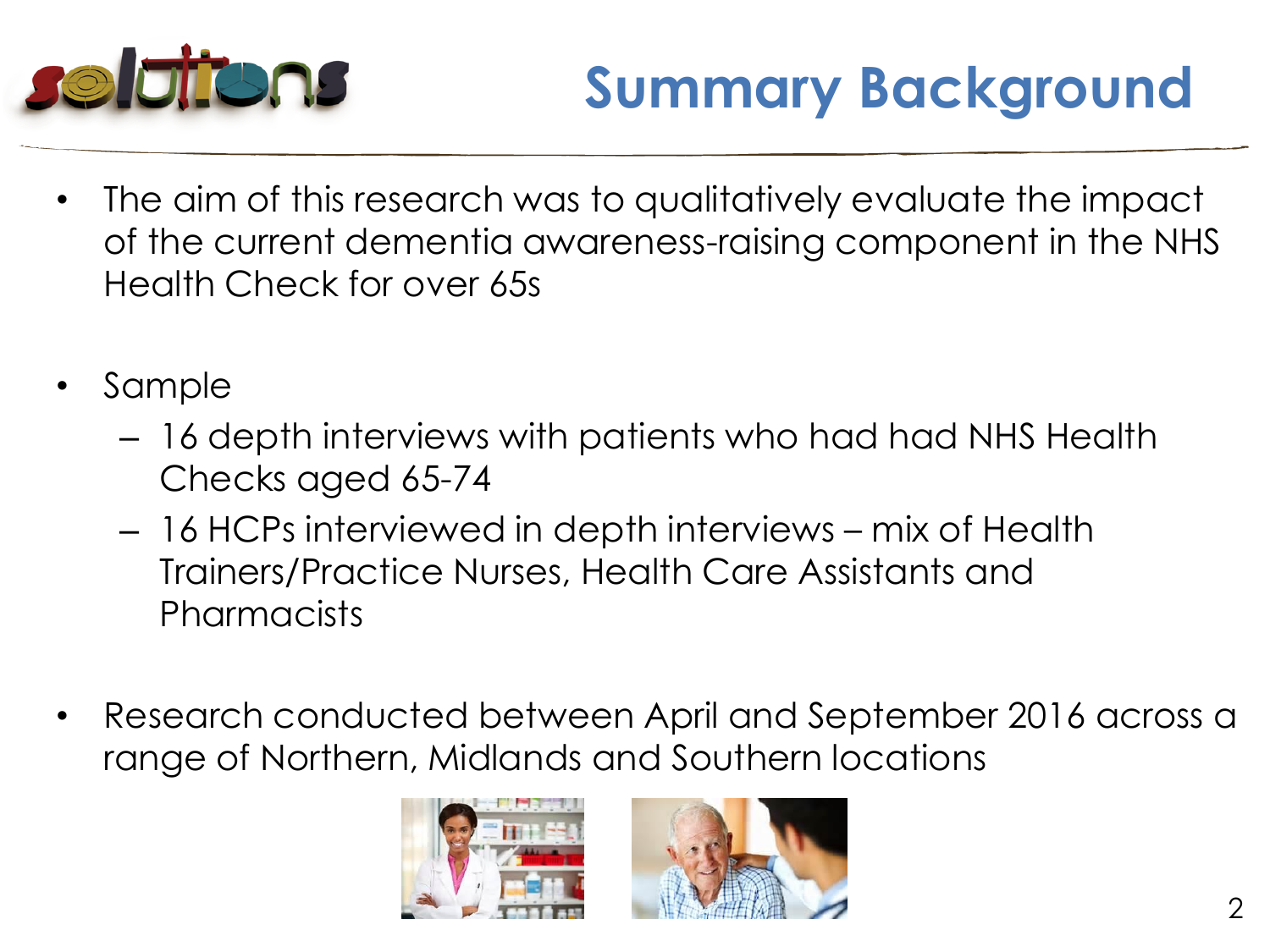# Summary Background

- The aim of this research was to qualitatively evaluate the impact of the current dementia awareness-raising component in the NHS Health Check for over 65s

- Sample
  - 16 depth interviews with patients who had had NHS Health Checks aged 65-74
  - 16 HCPs interviewed in depth interviews – mix of Health Trainers/Practice Nurses, Health Care Assistants and Pharmacists

- Research conducted between April and September 2016 across a range of Northern, Midlands and Southern locations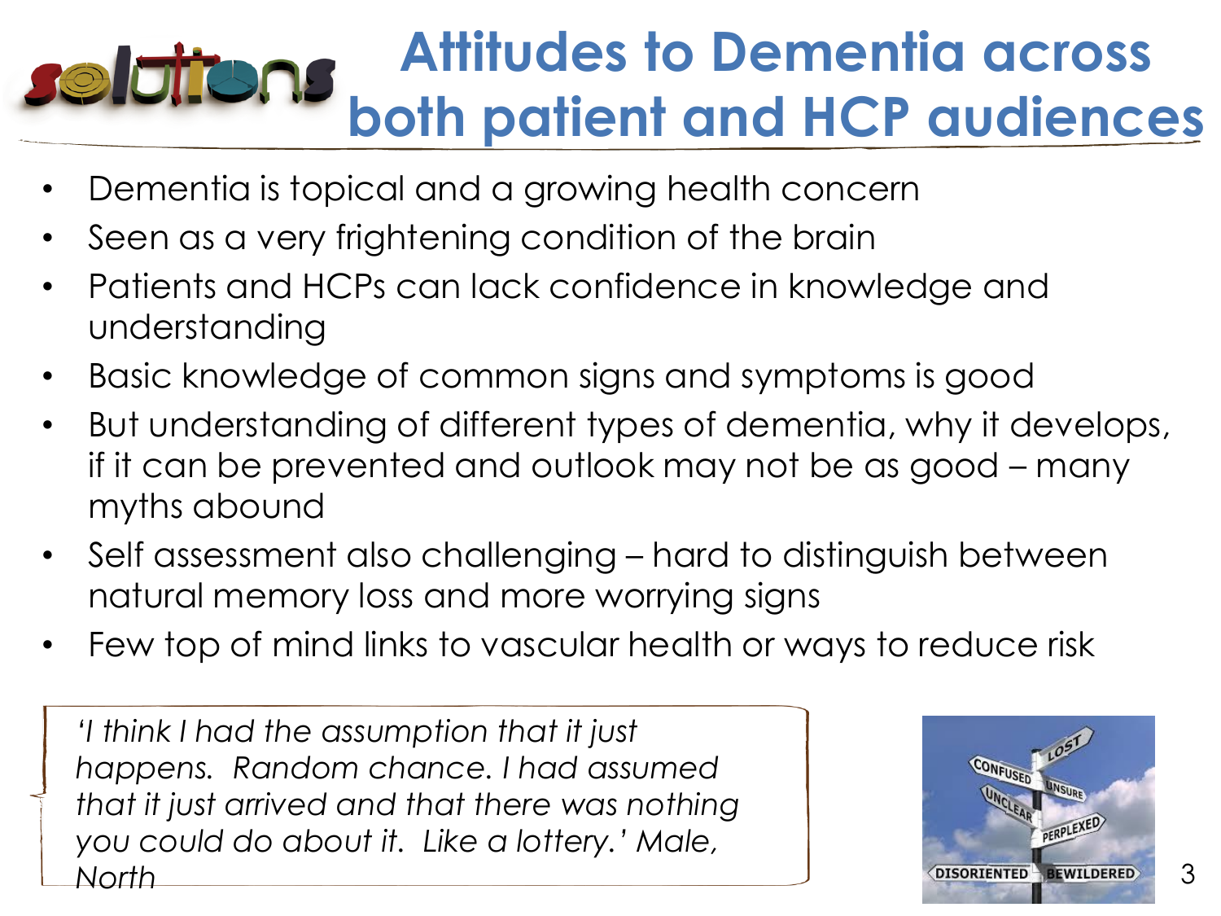# Attitudes to Dementia across both patient and HCP audiences

- Dementia is topical and a growing health concern
- Seen as a very frightening condition of the brain
- Patients and HCPs can lack confidence in knowledge and understanding
- Basic knowledge of common signs and symptoms is good
- But understanding of different types of dementia, why it develops, if it can be prevented and outlook may not be as good – many myths abound
- Self assessment also challenging – hard to distinguish between natural memory loss and more worrying signs
- Few top of mind links to vascular health or ways to reduce risk

*'I think I had the assumption that it just happens. Random chance. I had assumed that it just arrived and that there was nothing you could do about it. Like a lottery.' Male, North*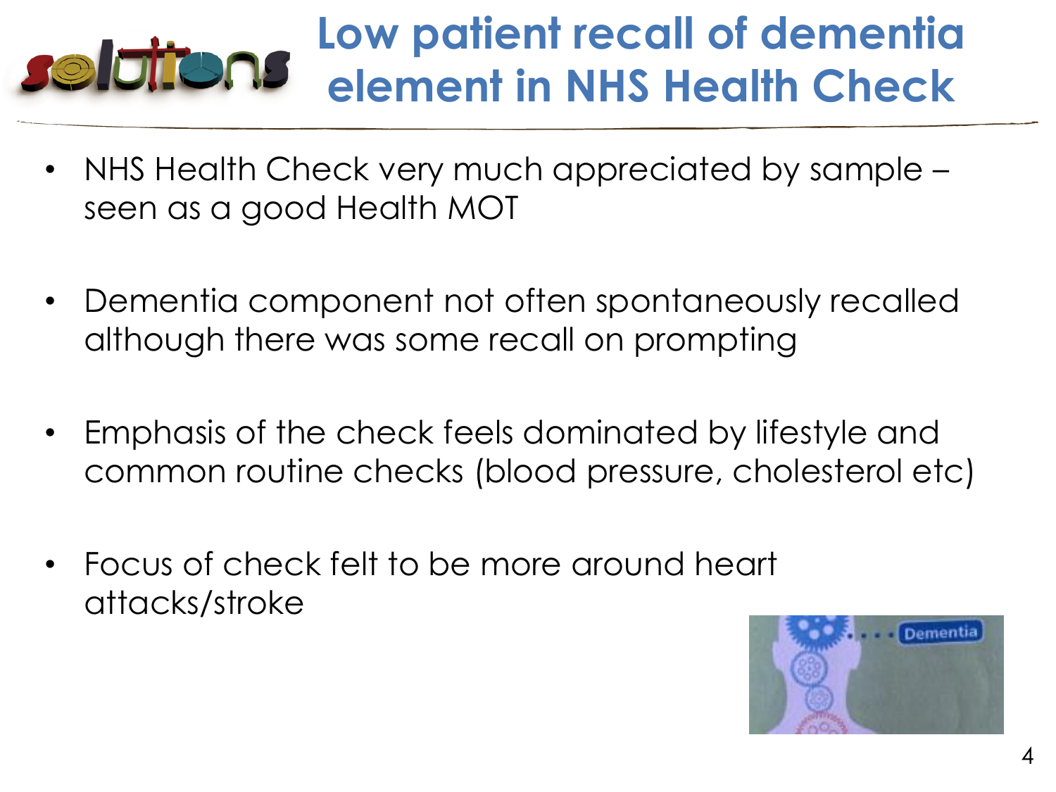# Low patient recall of dementia element in NHS Health Check

- NHS Health Check very much appreciated by sample – seen as a good Health MOT
- Dementia component not often spontaneously recalled although there was some recall on prompting
- Emphasis of the check feels dominated by lifestyle and common routine checks (blood pressure, cholesterol etc)
- Focus of check felt to be more around heart attacks/stroke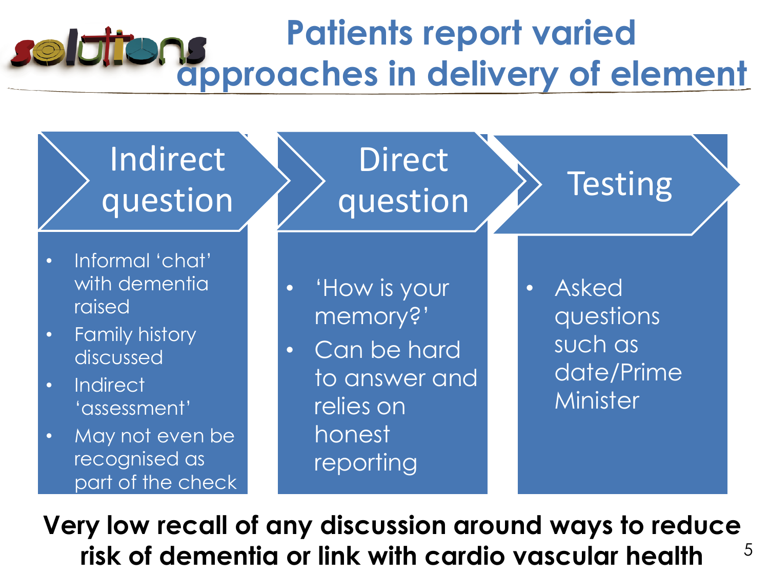# Patients report varied approaches in delivery of element

### Indirect question

- Informal 'chat' with dementia raised
- Family history discussed
- Indirect 'assessment'
- May not even be recognised as part of the check

### Direct question

- 'How is your memory?'
- Can be hard to answer and relies on honest reporting

### Testing

- Asked questions such as date/Prime Minister

**Very low recall of any discussion around ways to reduce risk of dementia or link with cardio vascular health**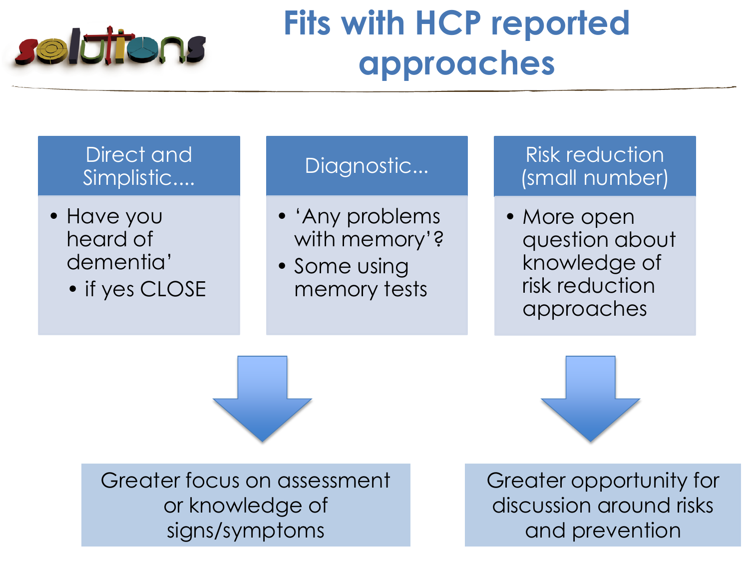# Fits with HCP reported approaches

### Direct and Simplistic....

- Have you heard of dementia'
  - if yes CLOSE

### Diagnostic...

- 'Any problems with memory'?
- Some using memory tests

### Risk reduction (small number)

- More open question about knowledge of risk reduction approaches

Greater focus on assessment or knowledge of signs/symptoms

Greater opportunity for discussion around risks and prevention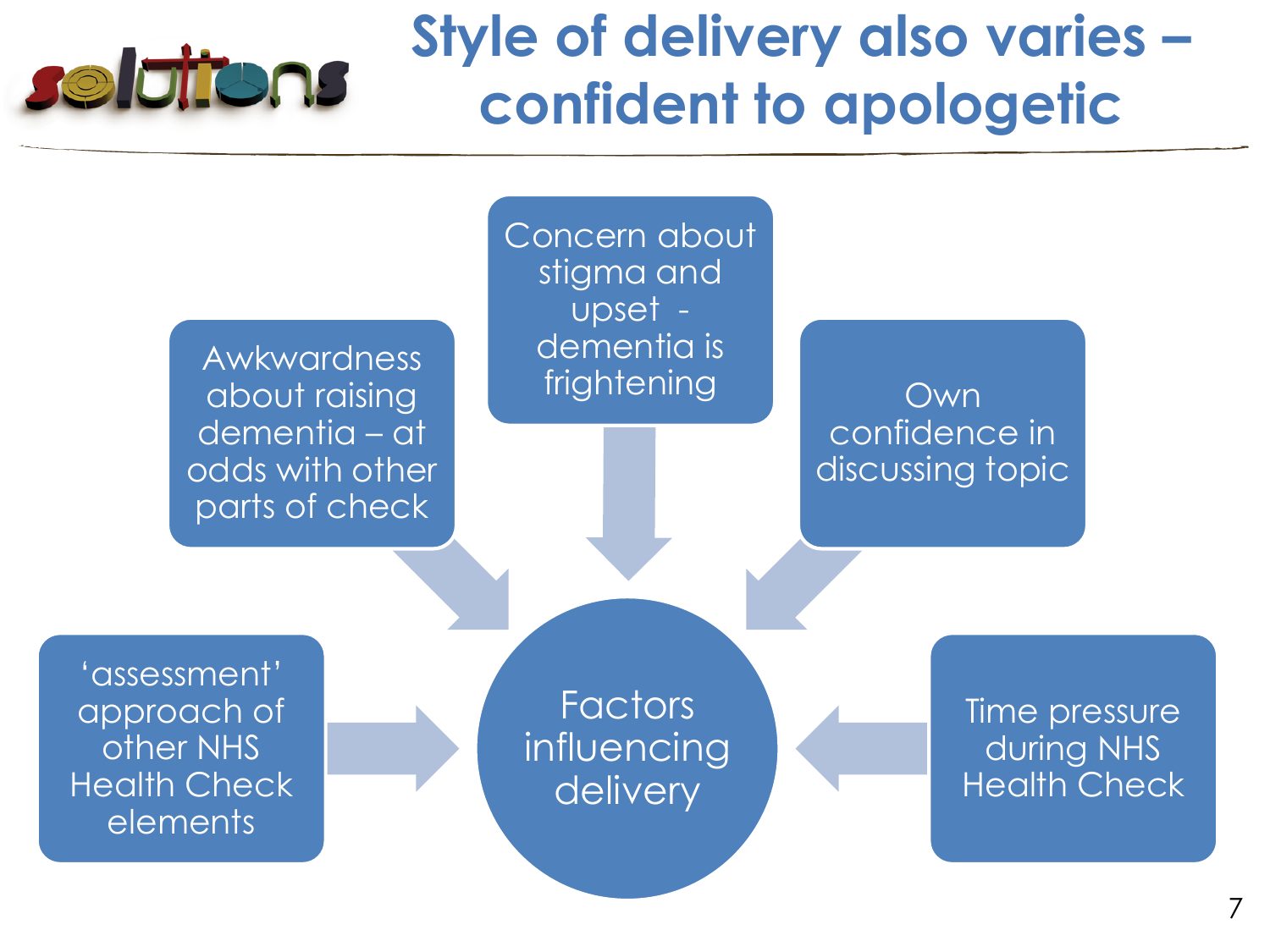# Style of delivery also varies – confident to apologetic

**Factors influencing delivery**

- Awkwardness about raising dementia – at odds with other parts of check
- Concern about stigma and upset - dementia is frightening
- Own confidence in discussing topic
- 'assessment' approach of other NHS Health Check elements
- Time pressure during NHS Health Check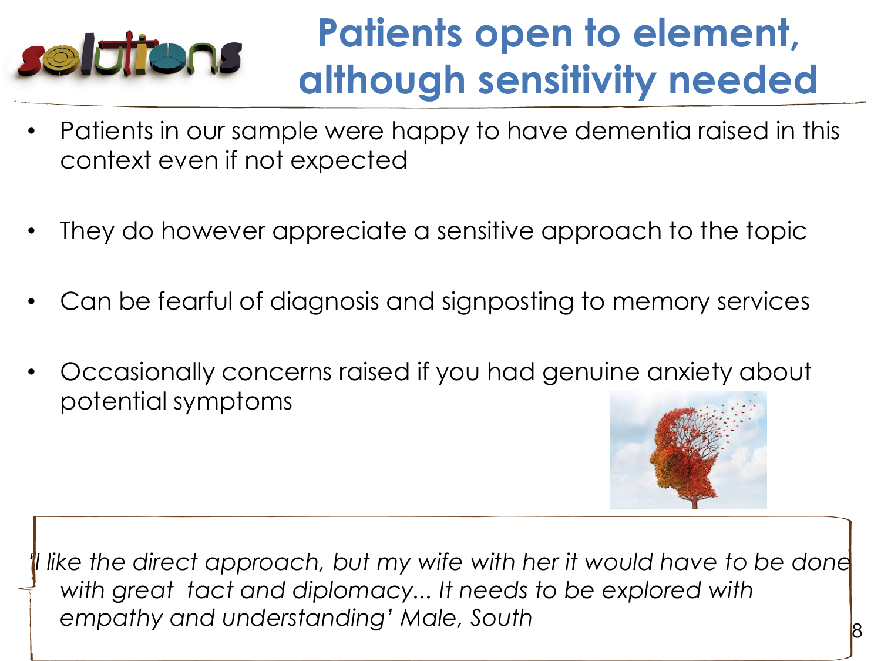# Patients open to element, although sensitivity needed

- Patients in our sample were happy to have dementia raised in this context even if not expected
- They do however appreciate a sensitive approach to the topic
- Can be fearful of diagnosis and signposting to memory services
- Occasionally concerns raised if you had genuine anxiety about potential symptoms

*'I like the direct approach, but my wife with her it would have to be done with great tact and diplomacy... It needs to be explored with empathy and understanding'* Male, South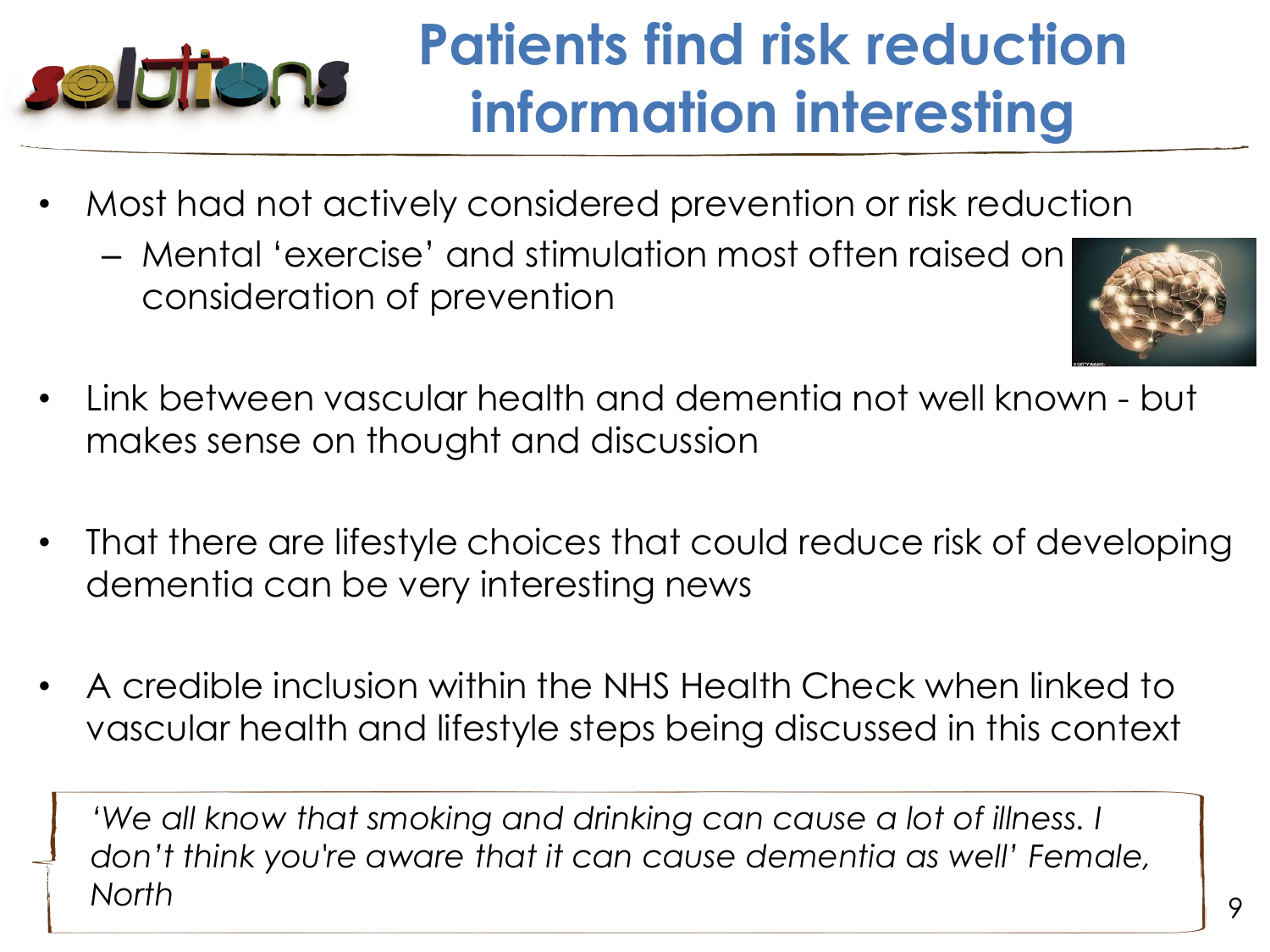# Patients find risk reduction information interesting

- Most had not actively considered prevention or risk reduction
  - Mental 'exercise' and stimulation most often raised on consideration of prevention
- Link between vascular health and dementia not well known - but makes sense on thought and discussion
- That there are lifestyle choices that could reduce risk of developing dementia can be very interesting news
- A credible inclusion within the NHS Health Check when linked to vascular health and lifestyle steps being discussed in this context

*'We all know that smoking and drinking can cause a lot of illness. I don't think you're aware that it can cause dementia as well' Female, North*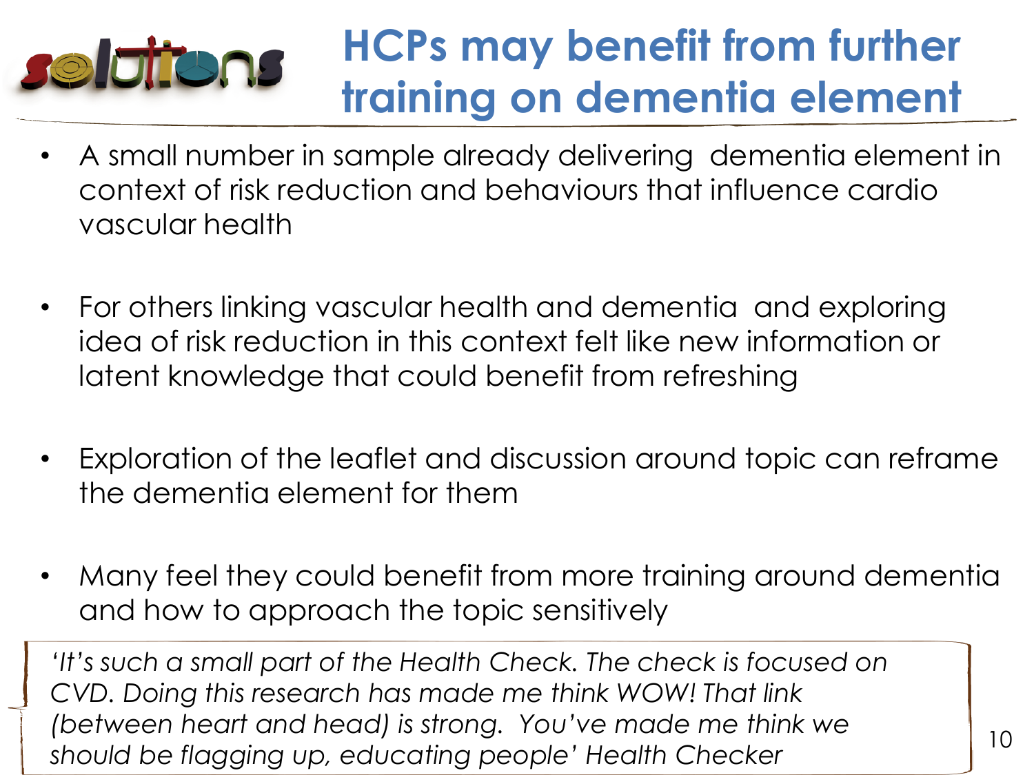# HCPs may benefit from further training on dementia element

- A small number in sample already delivering dementia element in context of risk reduction and behaviours that influence cardio vascular health
- For others linking vascular health and dementia and exploring idea of risk reduction in this context felt like new information or latent knowledge that could benefit from refreshing
- Exploration of the leaflet and discussion around topic can reframe the dementia element for them
- Many feel they could benefit from more training around dementia and how to approach the topic sensitively

*'It's such a small part of the Health Check. The check is focused on CVD. Doing this research has made me think WOW! That link (between heart and head) is strong. You've made me think we should be flagging up, educating people'* Health Checker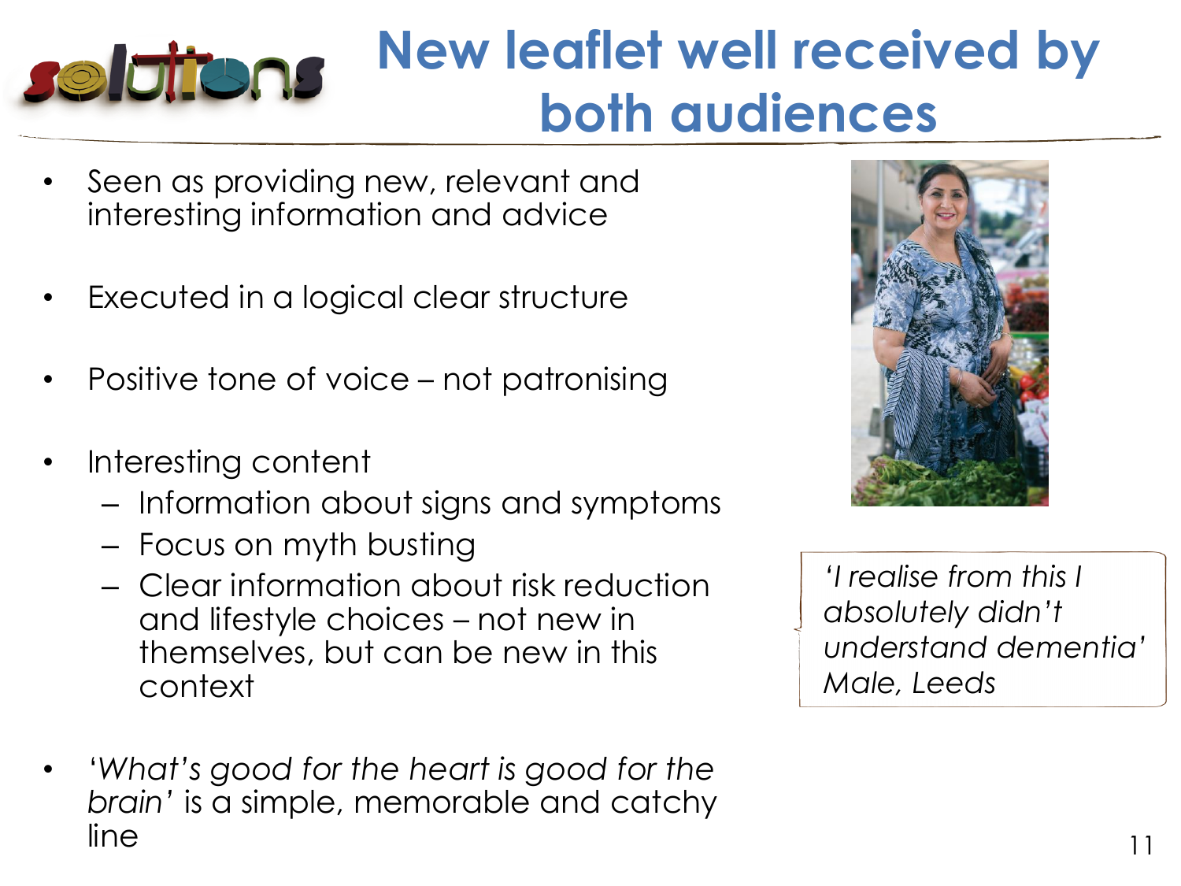# New leaflet well received by both audiences

- Seen as providing new, relevant and interesting information and advice
- Executed in a logical clear structure
- Positive tone of voice – not patronising
- Interesting content
  - Information about signs and symptoms
  - Focus on myth busting
  - Clear information about risk reduction and lifestyle choices – not new in themselves, but can be new in this context
- '*What's good for the heart is good for the brain*' is a simple, memorable and catchy line

> *'I realise from this I absolutely didn't understand dementia'*
> *Male, Leeds*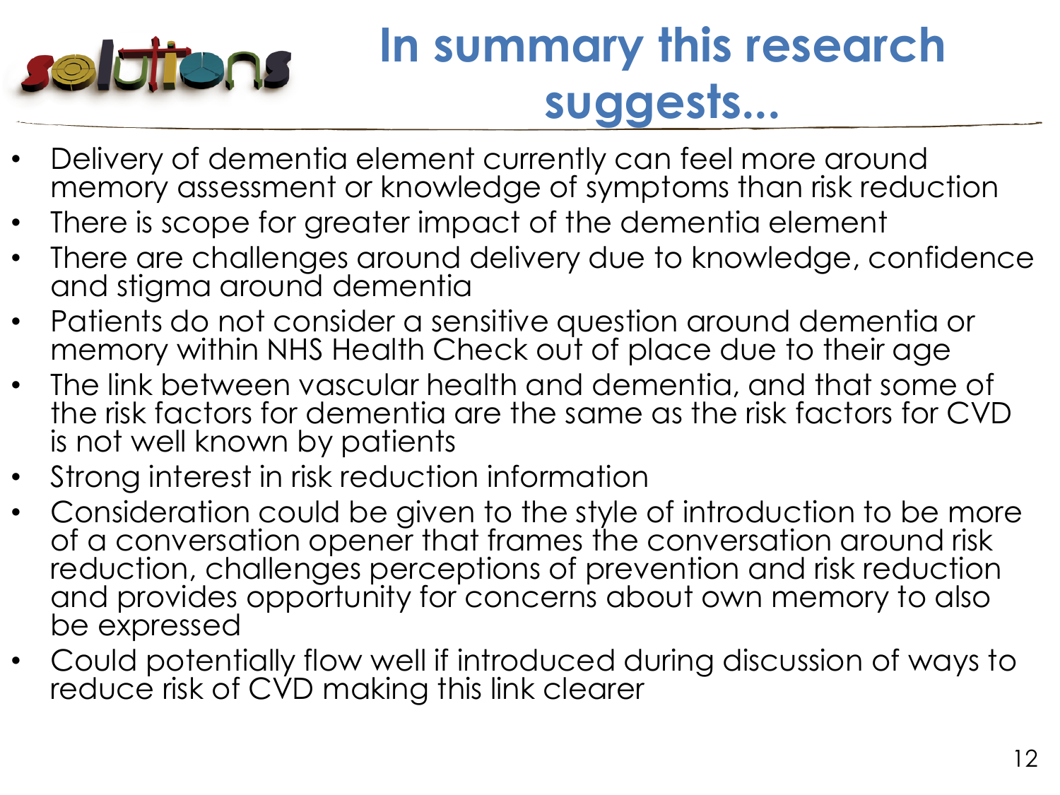# In summary this research suggests...

- Delivery of dementia element currently can feel more around memory assessment or knowledge of symptoms than risk reduction
- There is scope for greater impact of the dementia element
- There are challenges around delivery due to knowledge, confidence and stigma around dementia
- Patients do not consider a sensitive question around dementia or memory within NHS Health Check out of place due to their age
- The link between vascular health and dementia, and that some of the risk factors for dementia are the same as the risk factors for CVD is not well known by patients
- Strong interest in risk reduction information
- Consideration could be given to the style of introduction to be more of a conversation opener that frames the conversation around risk reduction, challenges perceptions of prevention and risk reduction and provides opportunity for concerns about own memory to also be expressed
- Could potentially flow well if introduced during discussion of ways to reduce risk of CVD making this link clearer